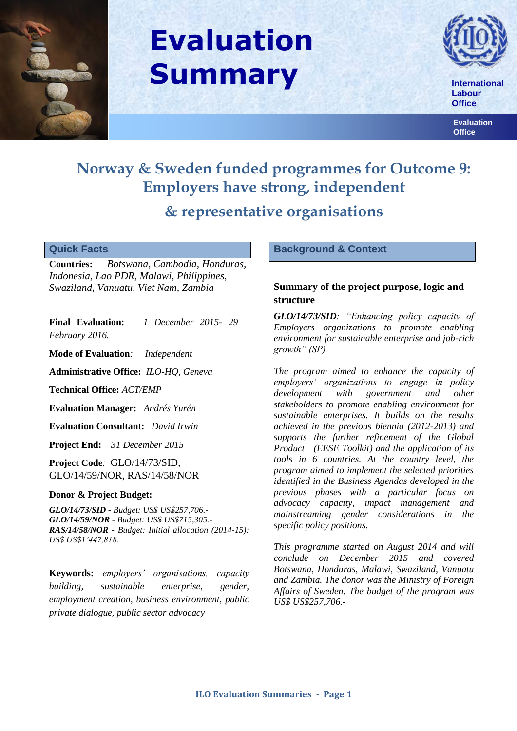# Evaluation Summary

International Labour Office

Evaluation Office

## Norway & Sweden funded programmes for Outcome 9: Employers have strong, independent & representative organisations

### Quick Facts

**Countries:** *Botswana, Cambodia, Honduras, Indonesia, Lao PDR, Malawi, Philippines, Swaziland, Vanuatu, Viet Nam, Zambia*

**Final Evaluation:** *1 December 2015- 29 February 2016.*

**Mode of Evaluation***:* *Independent*

**Administrative Office:** *ILO-HQ, Geneva*

**Technical Office:** *ACT/EMP*

**Evaluation Manager:** *Andrés Yurén*

**Evaluation Consultant:** *David Irwin*

**Project End:** *31 December 2015*

**Project Code***:* GLO/14/73/SID, GLO/14/59/NOR, RAS/14/58/NOR

**Donor & Project Budget:**

***GLO/14/73/SID*** *- Budget: US$ US$257,706.-*
***GLO/14/59/NOR*** *- Budget: US$ US$715,305.-*
***RAS/14/58/NOR*** *- Budget: Initial allocation (2014-15): US$ US$1'447,818.*

**Keywords:** *employers' organisations, capacity building, sustainable enterprise, gender, employment creation, business environment, public private dialogue, public sector advocacy*

### Background & Context

**Summary of the project purpose, logic and structure**

***GLO/14/73/SID****: "Enhancing policy capacity of Employers organizations to promote enabling environment for sustainable enterprise and job-rich growth" (SP)*

*The program aimed to enhance the capacity of employers' organizations to engage in policy development with government and other stakeholders to promote enabling environment for sustainable enterprises. It builds on the results achieved in the previous biennia (2012-2013) and supports the further refinement of the Global Product (EESE Toolkit) and the application of its tools in 6 countries. At the country level, the program aimed to implement the selected priorities identified in the Business Agendas developed in the previous phases with a particular focus on advocacy capacity, impact management and mainstreaming gender considerations in the specific policy positions.*

*This programme started on August 2014 and will conclude on December 2015 and covered Botswana, Honduras, Malawi, Swaziland, Vanuatu and Zambia. The donor was the Ministry of Foreign Affairs of Sweden. The budget of the program was US$ US$257,706.-*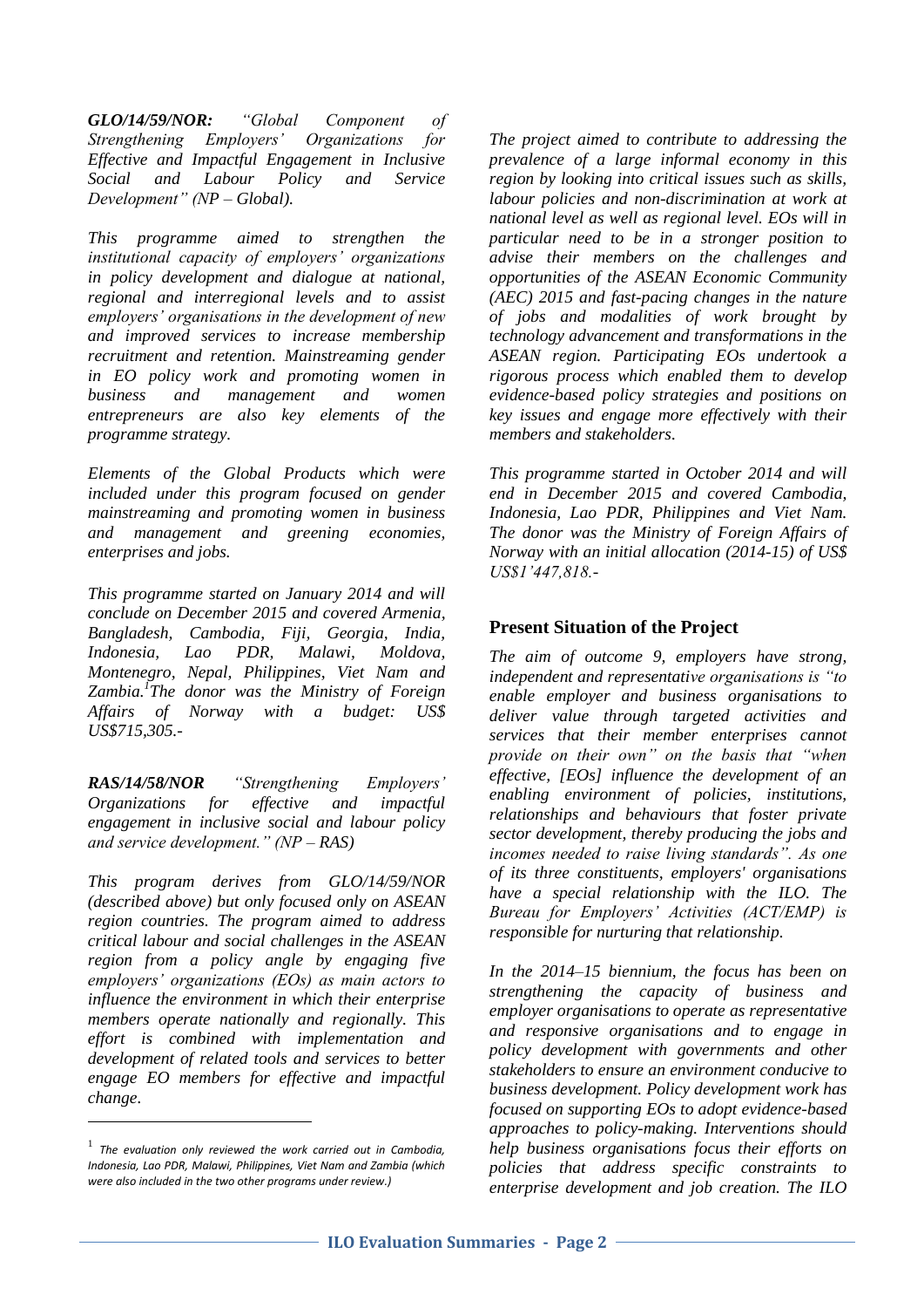***GLO/14/59/NOR:*** *"Global Component of Strengthening Employers' Organizations for Effective and Impactful Engagement in Inclusive Social and Labour Policy and Service Development" (NP – Global).*

*This programme aimed to strengthen the institutional capacity of employers' organizations in policy development and dialogue at national, regional and interregional levels and to assist employers' organisations in the development of new and improved services to increase membership recruitment and retention. Mainstreaming gender in EO policy work and promoting women in business and management and women entrepreneurs are also key elements of the programme strategy.*

*Elements of the Global Products which were included under this program focused on gender mainstreaming and promoting women in business and management and greening economies, enterprises and jobs.*

*This programme started on January 2014 and will conclude on December 2015 and covered Armenia, Bangladesh, Cambodia, Fiji, Georgia, India, Indonesia, Lao PDR, Malawi, Moldova, Montenegro, Nepal, Philippines, Viet Nam and Zambia.*[1] *The donor was the Ministry of Foreign Affairs of Norway with a budget: US$ US$715,305.-*

***RAS/14/58/NOR*** *"Strengthening Employers' Organizations for effective and impactful engagement in inclusive social and labour policy and service development." (NP – RAS)*

*This program derives from GLO/14/59/NOR (described above) but only focused only on ASEAN region countries. The program aimed to address critical labour and social challenges in the ASEAN region from a policy angle by engaging five employers' organizations (EOs) as main actors to influence the environment in which their enterprise members operate nationally and regionally. This effort is combined with implementation and development of related tools and services to better engage EO members for effective and impactful change.*

*The project aimed to contribute to addressing the prevalence of a large informal economy in this region by looking into critical issues such as skills, labour policies and non-discrimination at work at national level as well as regional level. EOs will in particular need to be in a stronger position to advise their members on the challenges and opportunities of the ASEAN Economic Community (AEC) 2015 and fast-pacing changes in the nature of jobs and modalities of work brought by technology advancement and transformations in the ASEAN region. Participating EOs undertook a rigorous process which enabled them to develop evidence-based policy strategies and positions on key issues and engage more effectively with their members and stakeholders.*

*This programme started in October 2014 and will end in December 2015 and covered Cambodia, Indonesia, Lao PDR, Philippines and Viet Nam. The donor was the Ministry of Foreign Affairs of Norway with an initial allocation (2014-15) of US$ US$1'447,818.-*

## Present Situation of the Project

*The aim of outcome 9, employers have strong, independent and representative organisations is "to enable employer and business organisations to deliver value through targeted activities and services that their member enterprises cannot provide on their own" on the basis that "when effective, [EOs] influence the development of an enabling environment of policies, institutions, relationships and behaviours that foster private sector development, thereby producing the jobs and incomes needed to raise living standards". As one of its three constituents, employers' organisations have a special relationship with the ILO. The Bureau for Employers' Activities (ACT/EMP) is responsible for nurturing that relationship.*

*In the 2014–15 biennium, the focus has been on strengthening the capacity of business and employer organisations to operate as representative and responsive organisations and to engage in policy development with governments and other stakeholders to ensure an environment conducive to business development. Policy development work has focused on supporting EOs to adopt evidence-based approaches to policy-making. Interventions should help business organisations focus their efforts on policies that address specific constraints to enterprise development and job creation. The ILO*

[1] *The evaluation only reviewed the work carried out in Cambodia, Indonesia, Lao PDR, Malawi, Philippines, Viet Nam and Zambia (which were also included in the two other programs under review.)*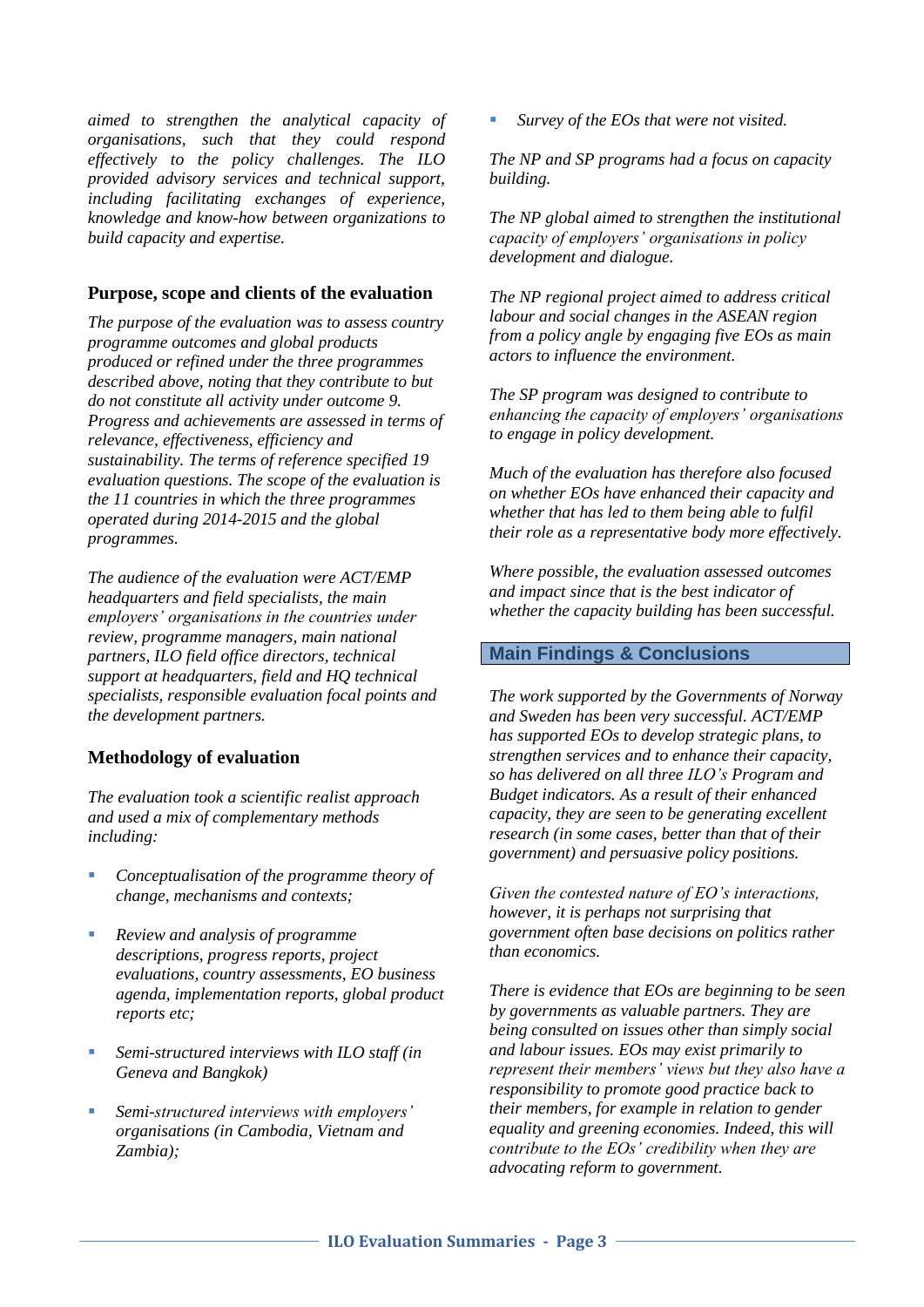*aimed to strengthen the analytical capacity of organisations, such that they could respond effectively to the policy challenges. The ILO provided advisory services and technical support, including facilitating exchanges of experience, knowledge and know-how between organizations to build capacity and expertise.*

## Purpose, scope and clients of the evaluation

*The purpose of the evaluation was to assess country programme outcomes and global products produced or refined under the three programmes described above, noting that they contribute to but do not constitute all activity under outcome 9. Progress and achievements are assessed in terms of relevance, effectiveness, efficiency and sustainability. The terms of reference specified 19 evaluation questions. The scope of the evaluation is the 11 countries in which the three programmes operated during 2014-2015 and the global programmes.*

*The audience of the evaluation were ACT/EMP headquarters and field specialists, the main employers' organisations in the countries under review, programme managers, main national partners, ILO field office directors, technical support at headquarters, field and HQ technical specialists, responsible evaluation focal points and the development partners.*

## Methodology of evaluation

*The evaluation took a scientific realist approach and used a mix of complementary methods including:*

- *Conceptualisation of the programme theory of change, mechanisms and contexts;*
- *Review and analysis of programme descriptions, progress reports, project evaluations, country assessments, EO business agenda, implementation reports, global product reports etc;*
- *Semi-structured interviews with ILO staff (in Geneva and Bangkok)*
- *Semi-structured interviews with employers' organisations (in Cambodia, Vietnam and Zambia);*
- *Survey of the EOs that were not visited.*

*The NP and SP programs had a focus on capacity building.*

*The NP global aimed to strengthen the institutional capacity of employers' organisations in policy development and dialogue.*

*The NP regional project aimed to address critical labour and social changes in the ASEAN region from a policy angle by engaging five EOs as main actors to influence the environment.*

*The SP program was designed to contribute to enhancing the capacity of employers' organisations to engage in policy development.*

*Much of the evaluation has therefore also focused on whether EOs have enhanced their capacity and whether that has led to them being able to fulfil their role as a representative body more effectively.*

*Where possible, the evaluation assessed outcomes and impact since that is the best indicator of whether the capacity building has been successful.*

## Main Findings & Conclusions

*The work supported by the Governments of Norway and Sweden has been very successful. ACT/EMP has supported EOs to develop strategic plans, to strengthen services and to enhance their capacity, so has delivered on all three ILO's Program and Budget indicators. As a result of their enhanced capacity, they are seen to be generating excellent research (in some cases, better than that of their government) and persuasive policy positions.*

*Given the contested nature of EO's interactions, however, it is perhaps not surprising that government often base decisions on politics rather than economics.*

*There is evidence that EOs are beginning to be seen by governments as valuable partners. They are being consulted on issues other than simply social and labour issues. EOs may exist primarily to represent their members' views but they also have a responsibility to promote good practice back to their members, for example in relation to gender equality and greening economies. Indeed, this will contribute to the EOs' credibility when they are advocating reform to government.*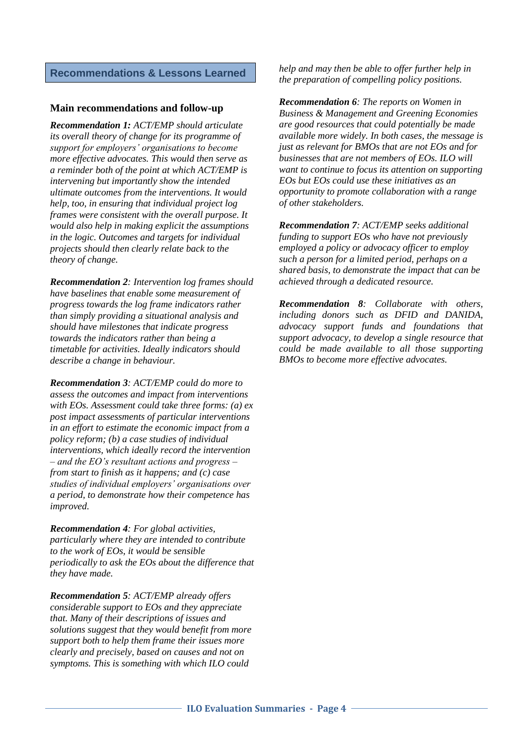## Recommendations & Lessons Learned

### Main recommendations and follow-up

***Recommendation 1:*** *ACT/EMP should articulate its overall theory of change for its programme of support for employers' organisations to become more effective advocates. This would then serve as a reminder both of the point at which ACT/EMP is intervening but importantly show the intended ultimate outcomes from the interventions. It would help, too, in ensuring that individual project log frames were consistent with the overall purpose. It would also help in making explicit the assumptions in the logic. Outcomes and targets for individual projects should then clearly relate back to the theory of change.*

***Recommendation 2****: Intervention log frames should have baselines that enable some measurement of progress towards the log frame indicators rather than simply providing a situational analysis and should have milestones that indicate progress towards the indicators rather than being a timetable for activities. Ideally indicators should describe a change in behaviour.*

***Recommendation 3****: ACT/EMP could do more to assess the outcomes and impact from interventions with EOs. Assessment could take three forms: (a) ex post impact assessments of particular interventions in an effort to estimate the economic impact from a policy reform; (b) a case studies of individual interventions, which ideally record the intervention – and the EO's resultant actions and progress – from start to finish as it happens; and (c) case studies of individual employers' organisations over a period, to demonstrate how their competence has improved.*

***Recommendation 4****: For global activities, particularly where they are intended to contribute to the work of EOs, it would be sensible periodically to ask the EOs about the difference that they have made.*

***Recommendation 5****: ACT/EMP already offers considerable support to EOs and they appreciate that. Many of their descriptions of issues and solutions suggest that they would benefit from more support both to help them frame their issues more clearly and precisely, based on causes and not on symptoms. This is something with which ILO could help and may then be able to offer further help in the preparation of compelling policy positions.*

***Recommendation 6****: The reports on Women in Business & Management and Greening Economies are good resources that could potentially be made available more widely. In both cases, the message is just as relevant for BMOs that are not EOs and for businesses that are not members of EOs. ILO will want to continue to focus its attention on supporting EOs but EOs could use these initiatives as an opportunity to promote collaboration with a range of other stakeholders.*

***Recommendation 7****: ACT/EMP seeks additional funding to support EOs who have not previously employed a policy or advocacy officer to employ such a person for a limited period, perhaps on a shared basis, to demonstrate the impact that can be achieved through a dedicated resource.*

***Recommendation 8****: Collaborate with others, including donors such as DFID and DANIDA, advocacy support funds and foundations that support advocacy, to develop a single resource that could be made available to all those supporting BMOs to become more effective advocates.*